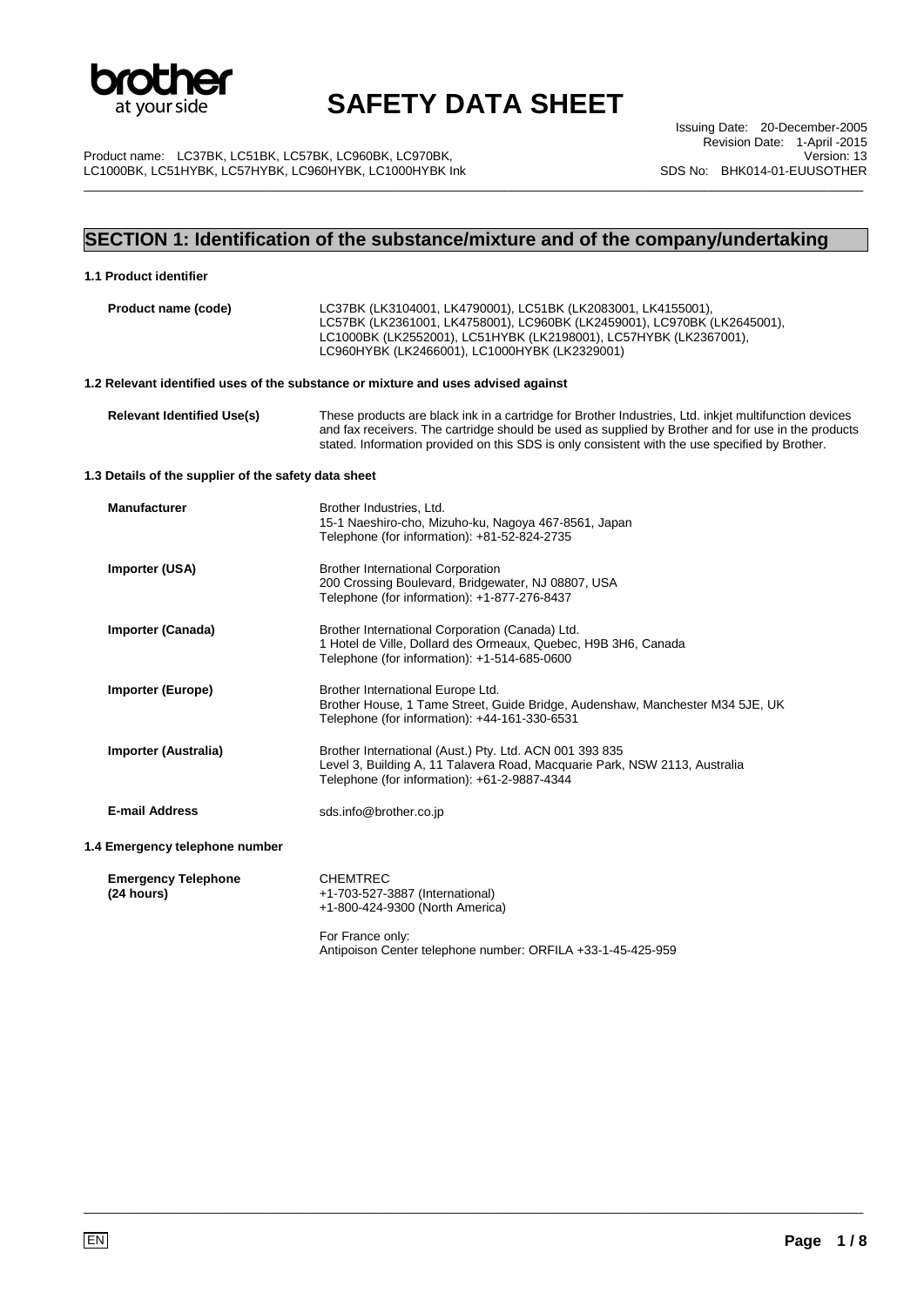# SAFETY DATA SHEET

Product name: LC37BK, LC51BK, LC57BK, LC960BK, LC970BK, LC1000BK, LC51HYBK, LC57HYBK, LC960HYBK, LC1000HYBK Ink

Issuing Date: 20-December-2005
Revision Date: 1-April -2015
Version: 13
SDS No: BHK014-01-EUUSOTHER

## SECTION 1: Identification of the substance/mixture and of the company/undertaking

### 1.1 Product identifier

**Product name (code)**
LC37BK (LK3104001, LK4790001), LC51BK (LK2083001, LK4155001), LC57BK (LK2361001, LK4758001), LC960BK (LK2459001), LC970BK (LK2645001), LC1000BK (LK2552001), LC51HYBK (LK2198001), LC57HYBK (LK2367001), LC960HYBK (LK2466001), LC1000HYBK (LK2329001)

### 1.2 Relevant identified uses of the substance or mixture and uses advised against

**Relevant Identified Use(s)**
These products are black ink in a cartridge for Brother Industries, Ltd. inkjet multifunction devices and fax receivers. The cartridge should be used as supplied by Brother and for use in the products stated. Information provided on this SDS is only consistent with the use specified by Brother.

### 1.3 Details of the supplier of the safety data sheet

**Manufacturer**
Brother Industries, Ltd.
15-1 Naeshiro-cho, Mizuho-ku, Nagoya 467-8561, Japan
Telephone (for information): +81-52-824-2735

**Importer (USA)**
Brother International Corporation
200 Crossing Boulevard, Bridgewater, NJ 08807, USA
Telephone (for information): +1-877-276-8437

**Importer (Canada)**
Brother International Corporation (Canada) Ltd.
1 Hotel de Ville, Dollard des Ormeaux, Quebec, H9B 3H6, Canada
Telephone (for information): +1-514-685-0600

**Importer (Europe)**
Brother International Europe Ltd.
Brother House, 1 Tame Street, Guide Bridge, Audenshaw, Manchester M34 5JE, UK
Telephone (for information): +44-161-330-6531

**Importer (Australia)**
Brother International (Aust.) Pty. Ltd. ACN 001 393 835
Level 3, Building A, 11 Talavera Road, Macquarie Park, NSW 2113, Australia
Telephone (for information): +61-2-9887-4344

**E-mail Address**
sds.info@brother.co.jp

### 1.4 Emergency telephone number

**Emergency Telephone (24 hours)**
CHEMTREC
+1-703-527-3887 (International)
+1-800-424-9300 (North America)

For France only:
Antipoison Center telephone number: ORFILA +33-1-45-425-959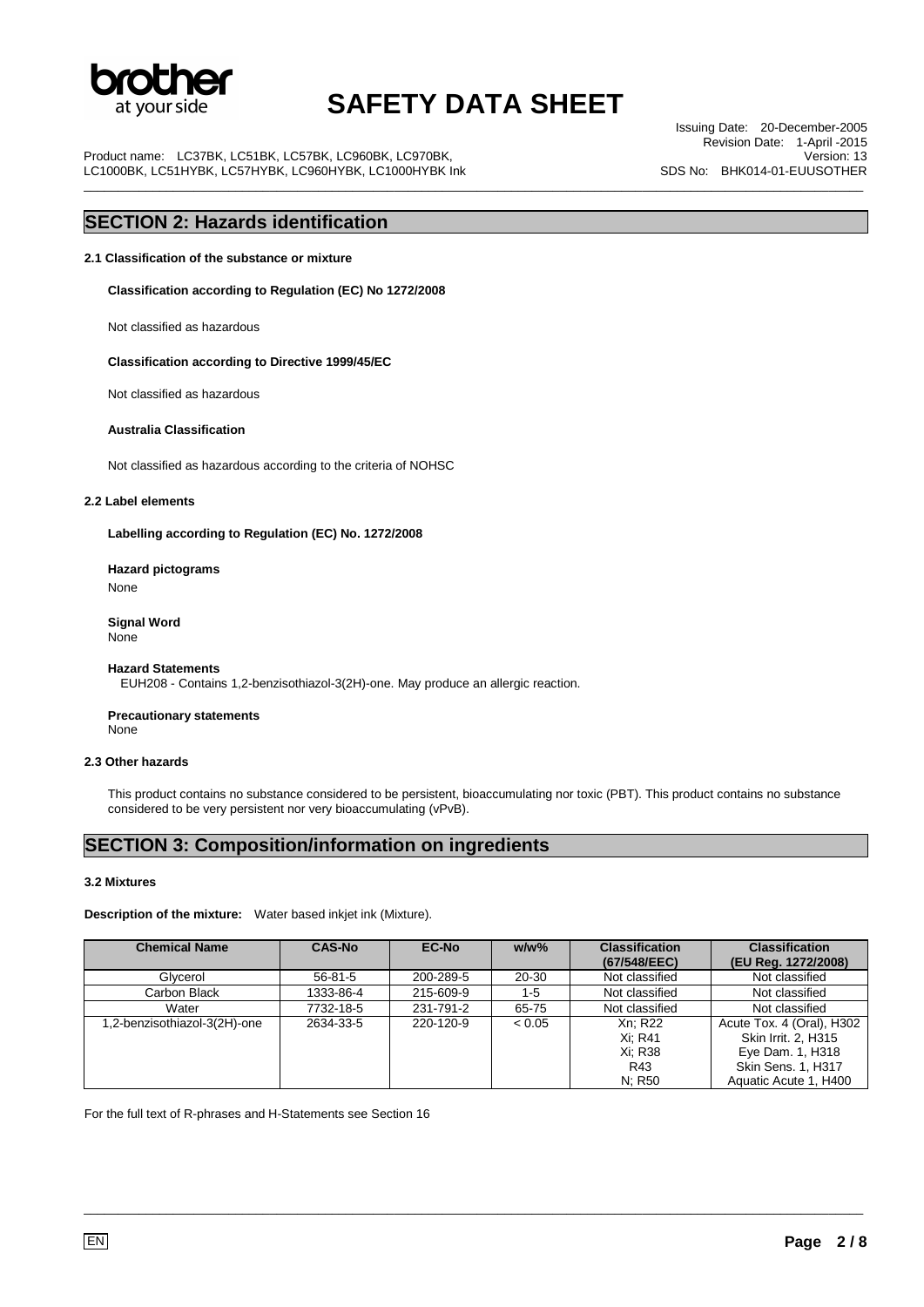## SECTION 2: Hazards identification

### 2.1 Classification of the substance or mixture

**Classification according to Regulation (EC) No 1272/2008**

Not classified as hazardous

**Classification according to Directive 1999/45/EC**

Not classified as hazardous

**Australia Classification**

Not classified as hazardous according to the criteria of NOHSC

### 2.2 Label elements

**Labelling according to Regulation (EC) No. 1272/2008**

**Hazard pictograms**
None

**Signal Word**
None

**Hazard Statements**
EUH208 - Contains 1,2-benzisothiazol-3(2H)-one. May produce an allergic reaction.

**Precautionary statements**
None

### 2.3 Other hazards

This product contains no substance considered to be persistent, bioaccumulating nor toxic (PBT). This product contains no substance considered to be very persistent nor very bioaccumulating (vPvB).

## SECTION 3: Composition/information on ingredients

### 3.2 Mixtures

**Description of the mixture:** Water based inkjet ink (Mixture).

| Chemical Name | CAS-No | EC-No | w/w% | Classification (67/548/EEC) | Classification (EU Reg. 1272/2008) |
|---|---|---|---|---|---|
| Glycerol | 56-81-5 | 200-289-5 | 20-30 | Not classified | Not classified |
| Carbon Black | 1333-86-4 | 215-609-9 | 1-5 | Not classified | Not classified |
| Water | 7732-18-5 | 231-791-2 | 65-75 | Not classified | Not classified |
| 1,2-benzisothiazol-3(2H)-one | 2634-33-5 | 220-120-9 | < 0.05 | Xn; R22<br>Xi; R41<br>Xi; R38<br>R43<br>N; R50 | Acute Tox. 4 (Oral), H302<br>Skin Irrit. 2, H315<br>Eye Dam. 1, H318<br>Skin Sens. 1, H317<br>Aquatic Acute 1, H400 |

For the full text of R-phrases and H-Statements see Section 16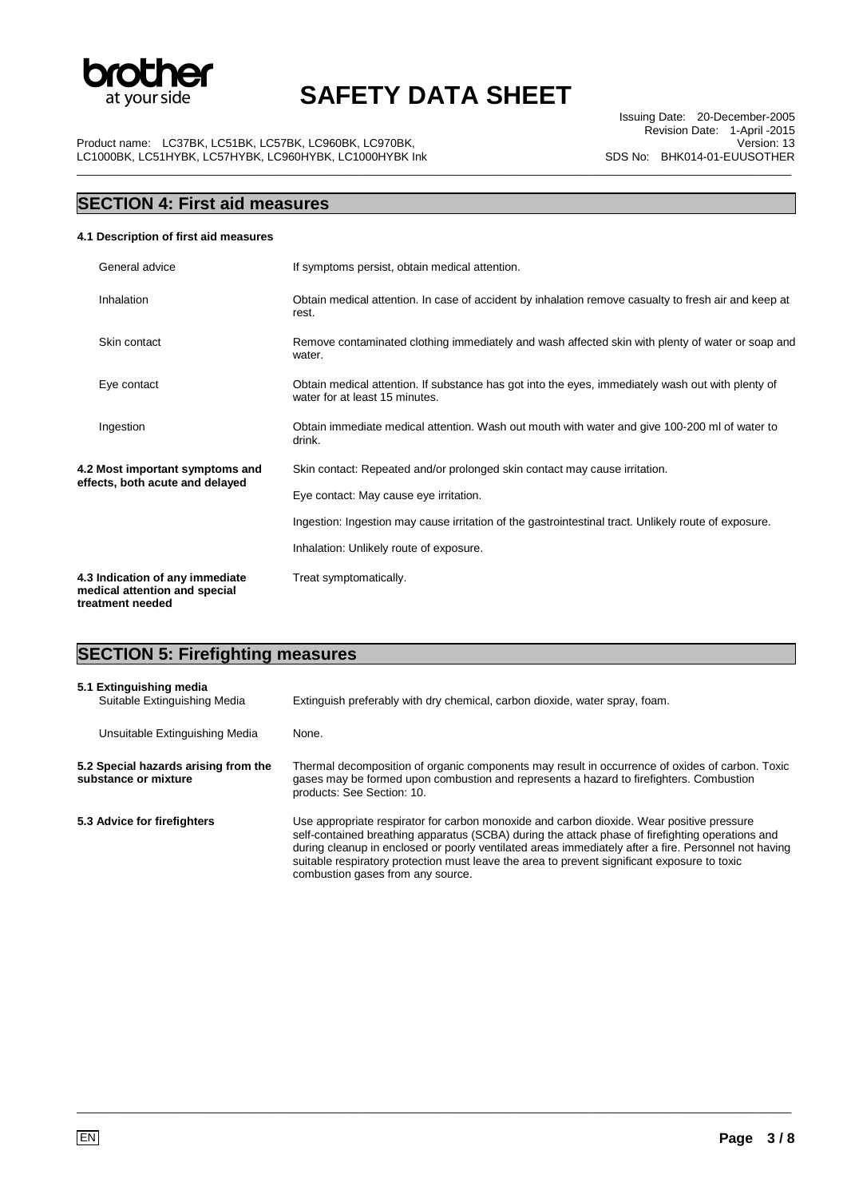## SECTION 4: First aid measures

### 4.1 Description of first aid measures

| | |
|---|---|
| General advice | If symptoms persist, obtain medical attention. |
| Inhalation | Obtain medical attention. In case of accident by inhalation remove casualty to fresh air and keep at rest. |
| Skin contact | Remove contaminated clothing immediately and wash affected skin with plenty of water or soap and water. |
| Eye contact | Obtain medical attention. If substance has got into the eyes, immediately wash out with plenty of water for at least 15 minutes. |
| Ingestion | Obtain immediate medical attention. Wash out mouth with water and give 100-200 ml of water to drink. |

**4.2 Most important symptoms and effects, both acute and delayed**

Skin contact: Repeated and/or prolonged skin contact may cause irritation.

Eye contact: May cause eye irritation.

Ingestion: Ingestion may cause irritation of the gastrointestinal tract. Unlikely route of exposure.

Inhalation: Unlikely route of exposure.

**4.3 Indication of any immediate medical attention and special treatment needed**

Treat symptomatically.

## SECTION 5: Firefighting measures

**5.1 Extinguishing media**

| | |
|---|---|
| Suitable Extinguishing Media | Extinguish preferably with dry chemical, carbon dioxide, water spray, foam. |
| Unsuitable Extinguishing Media | None. |

**5.2 Special hazards arising from the substance or mixture**

Thermal decomposition of organic components may result in occurrence of oxides of carbon. Toxic gases may be formed upon combustion and represents a hazard to firefighters. Combustion products: See Section: 10.

**5.3 Advice for firefighters**

Use appropriate respirator for carbon monoxide and carbon dioxide. Wear positive pressure self-contained breathing apparatus (SCBA) during the attack phase of firefighting operations and during cleanup in enclosed or poorly ventilated areas immediately after a fire. Personnel not having suitable respiratory protection must leave the area to prevent significant exposure to toxic combustion gases from any source.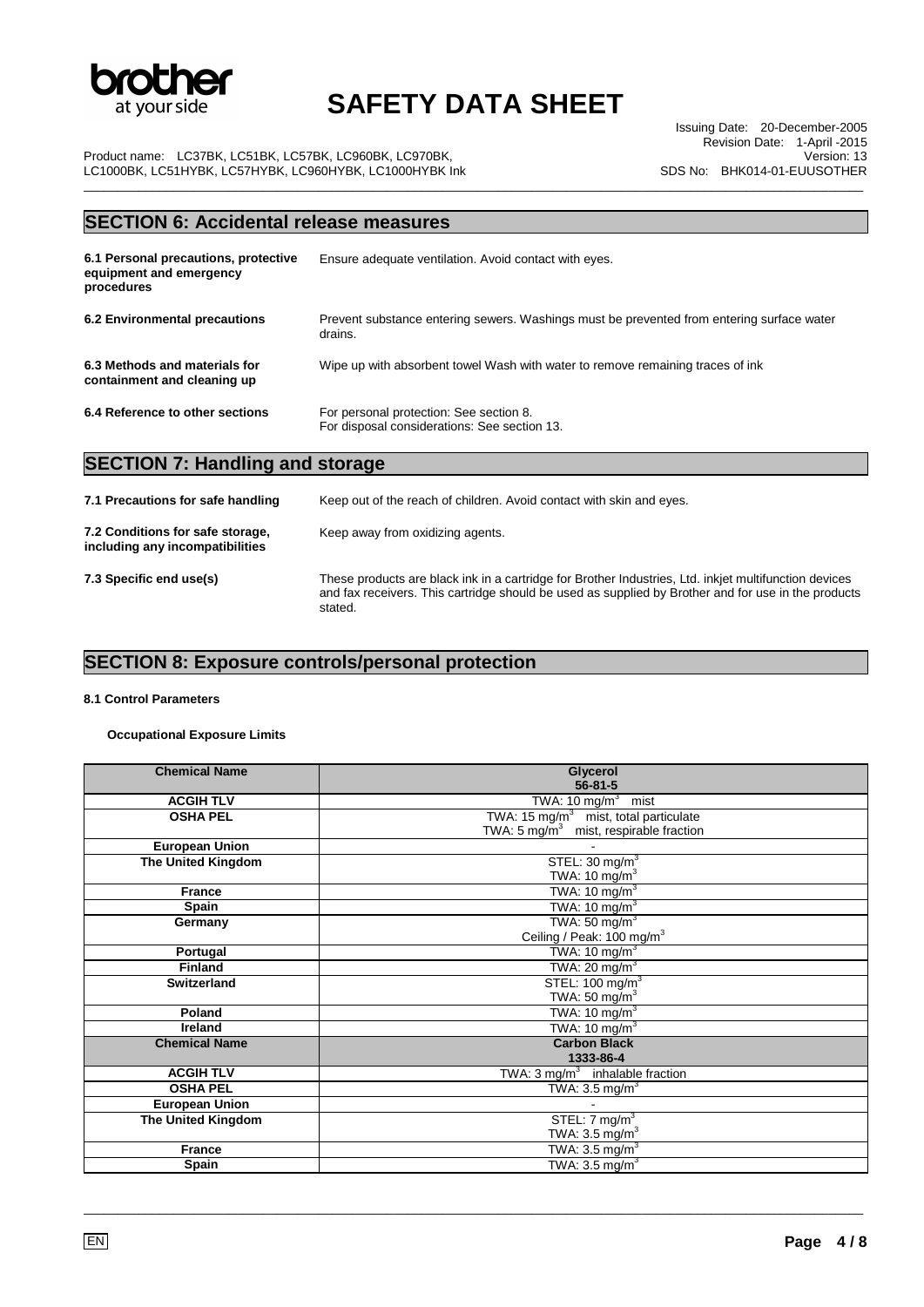## SECTION 6: Accidental release measures

| | |
|---|---|
| **6.1 Personal precautions, protective equipment and emergency procedures** | Ensure adequate ventilation. Avoid contact with eyes. |
| **6.2 Environmental precautions** | Prevent substance entering sewers. Washings must be prevented from entering surface water drains. |
| **6.3 Methods and materials for containment and cleaning up** | Wipe up with absorbent towel Wash with water to remove remaining traces of ink |
| **6.4 Reference to other sections** | For personal protection: See section 8. For disposal considerations: See section 13. |

## SECTION 7: Handling and storage

| | |
|---|---|
| **7.1 Precautions for safe handling** | Keep out of the reach of children. Avoid contact with skin and eyes. |
| **7.2 Conditions for safe storage, including any incompatibilities** | Keep away from oxidizing agents. |
| **7.3 Specific end use(s)** | These products are black ink in a cartridge for Brother Industries, Ltd. inkjet multifunction devices and fax receivers. This cartridge should be used as supplied by Brother and for use in the products stated. |

## SECTION 8: Exposure controls/personal protection

**8.1 Control Parameters**

**Occupational Exposure Limits**

| **Chemical Name** | **Glycerol 56-81-5** |
|---|---|
| **ACGIH TLV** | TWA: 10 mg/m$^3$ mist |
| **OSHA PEL** | TWA: 15 mg/m$^3$ mist, total particulate<br>TWA: 5 mg/m$^3$ mist, respirable fraction |
| **European Union** | - |
| **The United Kingdom** | STEL: 30 mg/m$^3$<br>TWA: 10 mg/m$^3$ |
| **France** | TWA: 10 mg/m$^3$ |
| **Spain** | TWA: 10 mg/m$^3$ |
| **Germany** | TWA: 50 mg/m$^3$<br>Ceiling / Peak: 100 mg/m$^3$ |
| **Portugal** | TWA: 10 mg/m$^3$ |
| **Finland** | TWA: 20 mg/m$^3$ |
| **Switzerland** | STEL: 100 mg/m$^3$<br>TWA: 50 mg/m$^3$ |
| **Poland** | TWA: 10 mg/m$^3$ |
| **Ireland** | TWA: 10 mg/m$^3$ |
| **Chemical Name** | **Carbon Black 1333-86-4** |
| **ACGIH TLV** | TWA: 3 mg/m$^3$ inhalable fraction |
| **OSHA PEL** | TWA: 3.5 mg/m$^3$ |
| **European Union** | - |
| **The United Kingdom** | STEL: 7 mg/m$^3$<br>TWA: 3.5 mg/m$^3$ |
| **France** | TWA: 3.5 mg/m$^3$ |
| **Spain** | TWA: 3.5 mg/m$^3$ |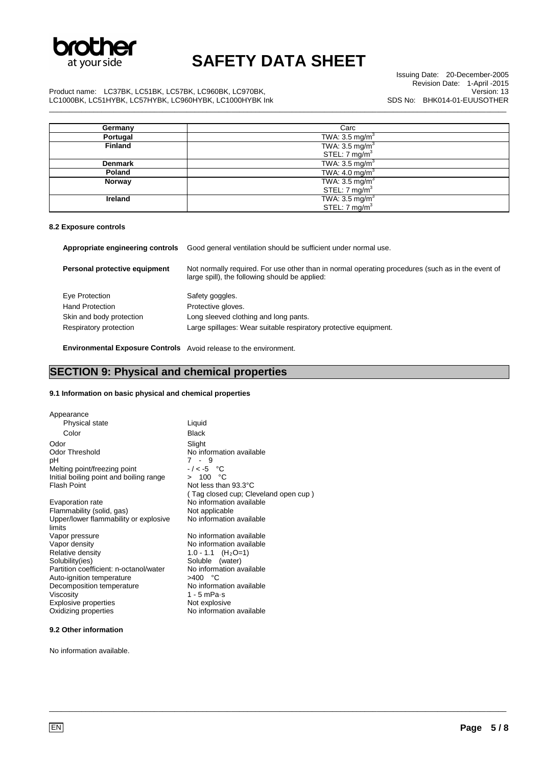| Germany | Carc |
|---|---|
| Portugal | TWA: 3.5 mg/m$^3$ |
| Finland | TWA: 3.5 mg/m$^3$<br>STEL: 7 mg/m$^3$ |
| Denmark | TWA: 3.5 mg/m$^3$ |
| Poland | TWA: 4.0 mg/m$^3$ |
| Norway | TWA: 3.5 mg/m$^3$<br>STEL: 7 mg/m$^3$ |
| Ireland | TWA: 3.5 mg/m$^3$<br>STEL: 7 mg/m$^3$ |

#### 8.2 Exposure controls

**Appropriate engineering controls** Good general ventilation should be sufficient under normal use.

**Personal protective equipment** Not normally required. For use other than in normal operating procedures (such as in the event of large spill), the following should be applied:

| | |
|---|---|
| Eye Protection | Safety goggles. |
| Hand Protection | Protective gloves. |
| Skin and body protection | Long sleeved clothing and long pants. |
| Respiratory protection | Large spillages: Wear suitable respiratory protective equipment. |

**Environmental Exposure Controls** Avoid release to the environment.

## SECTION 9: Physical and chemical properties

#### 9.1 Information on basic physical and chemical properties

| | |
|---|---|
| Appearance | |
| Physical state | Liquid |
| Color | Black |
| Odor | Slight |
| Odor Threshold | No information available |
| pH | 7 - 9 |
| Melting point/freezing point | - / < -5 °C |
| Initial boiling point and boiling range | > 100 °C |
| Flash Point | Not less than 93.3°C<br>( Tag closed cup; Cleveland open cup ) |
| Evaporation rate | No information available |
| Flammability (solid, gas) | Not applicable |
| Upper/lower flammability or explosive limits | No information available |
| Vapor pressure | No information available |
| Vapor density | No information available |
| Relative density | 1.0 - 1.1 ($H_2O$=1) |
| Solubility(ies) | Soluble (water) |
| Partition coefficient: n-octanol/water | No information available |
| Auto-ignition temperature | >400 °C |
| Decomposition temperature | No information available |
| Viscosity | 1 - 5 mPa·s |
| Explosive properties | Not explosive |
| Oxidizing properties | No information available |

#### 9.2 Other information

No information available.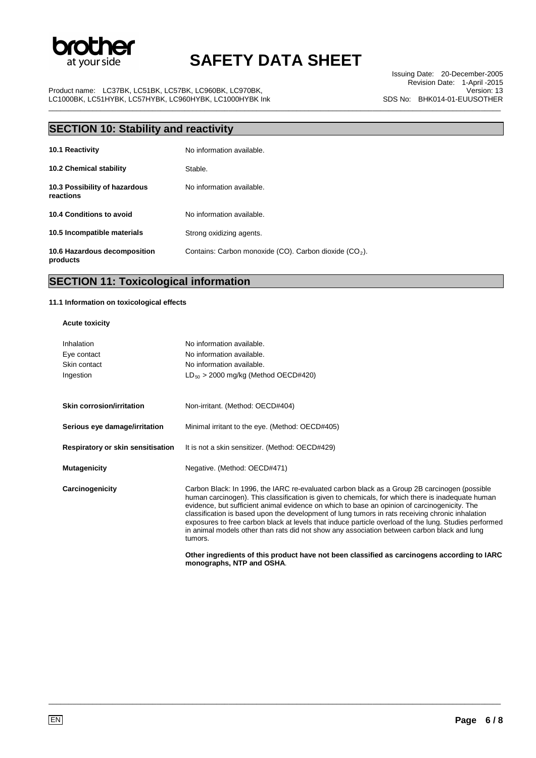## SECTION 10: Stability and reactivity

| | |
|---|---|
| **10.1 Reactivity** | No information available. |
| **10.2 Chemical stability** | Stable. |
| **10.3 Possibility of hazardous reactions** | No information available. |
| **10.4 Conditions to avoid** | No information available. |
| **10.5 Incompatible materials** | Strong oxidizing agents. |
| **10.6 Hazardous decomposition products** | Contains: Carbon monoxide (CO). Carbon dioxide ($CO_2$). |

## SECTION 11: Toxicological information

### 11.1 Information on toxicological effects

**Acute toxicity**

| | |
|---|---|
| Inhalation | No information available. |
| Eye contact | No information available. |
| Skin contact | No information available. |
| Ingestion | $LD_{50}$ > 2000 mg/kg (Method OECD#420) |

| | |
|---|---|
| **Skin corrosion/irritation** | Non-irritant. (Method: OECD#404) |
| **Serious eye damage/irritation** | Minimal irritant to the eye. (Method: OECD#405) |
| **Respiratory or skin sensitisation** | It is not a skin sensitizer. (Method: OECD#429) |
| **Mutagenicity** | Negative. (Method: OECD#471) |
| **Carcinogenicity** | Carbon Black: In 1996, the IARC re-evaluated carbon black as a Group 2B carcinogen (possible human carcinogen). This classification is given to chemicals, for which there is inadequate human evidence, but sufficient animal evidence on which to base an opinion of carcinogenicity. The classification is based upon the development of lung tumors in rats receiving chronic inhalation exposures to free carbon black at levels that induce particle overload of the lung. Studies performed in animal models other than rats did not show any association between carbon black and lung tumors. |

**Other ingredients of this product have not been classified as carcinogens according to IARC monographs, NTP and OSHA**.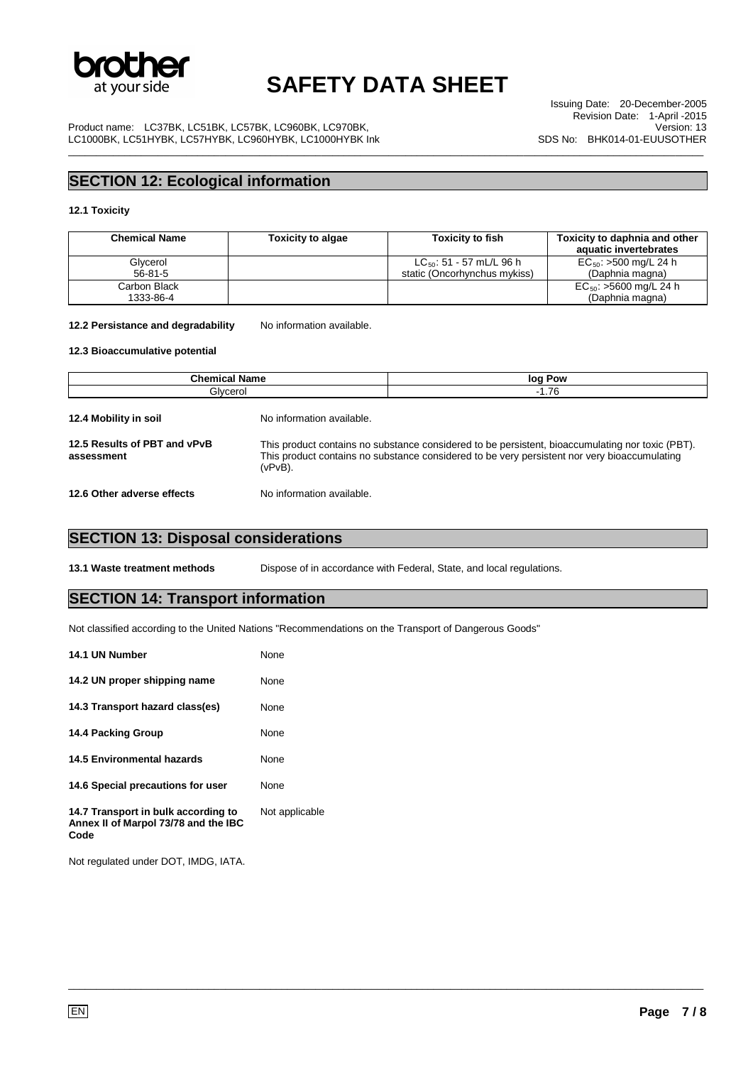## SECTION 12: Ecological information

**12.1 Toxicity**

| Chemical Name | Toxicity to algae | Toxicity to fish | Toxicity to daphnia and other aquatic invertebrates |
|---|---|---|---|
| Glycerol<br>56-81-5 | | $LC_{50}$: 51 - 57 mL/L 96 h static (Oncorhynchus mykiss) | $EC_{50}$: >500 mg/L 24 h (Daphnia magna) |
| Carbon Black<br>1333-86-4 | | | $EC_{50}$: >5600 mg/L 24 h (Daphnia magna) |

**12.2 Persistance and degradability** No information available.

**12.3 Bioaccumulative potential**

| Chemical Name | log Pow |
|---|---|
| Glycerol | -1.76 |

**12.4 Mobility in soil** No information available.

**12.5 Results of PBT and vPvB assessment** This product contains no substance considered to be persistent, bioaccumulating nor toxic (PBT). This product contains no substance considered to be very persistent nor very bioaccumulating (vPvB).

**12.6 Other adverse effects** No information available.

## SECTION 13: Disposal considerations

**13.1 Waste treatment methods** Dispose of in accordance with Federal, State, and local regulations.

## SECTION 14: Transport information

Not classified according to the United Nations "Recommendations on the Transport of Dangerous Goods"

**14.1 UN Number** None

**14.2 UN proper shipping name** None

**14.3 Transport hazard class(es)** None

**14.4 Packing Group** None

**14.5 Environmental hazards** None

**14.6 Special precautions for user** None

**14.7 Transport in bulk according to Annex II of Marpol 73/78 and the IBC Code** Not applicable

Not regulated under DOT, IMDG, IATA.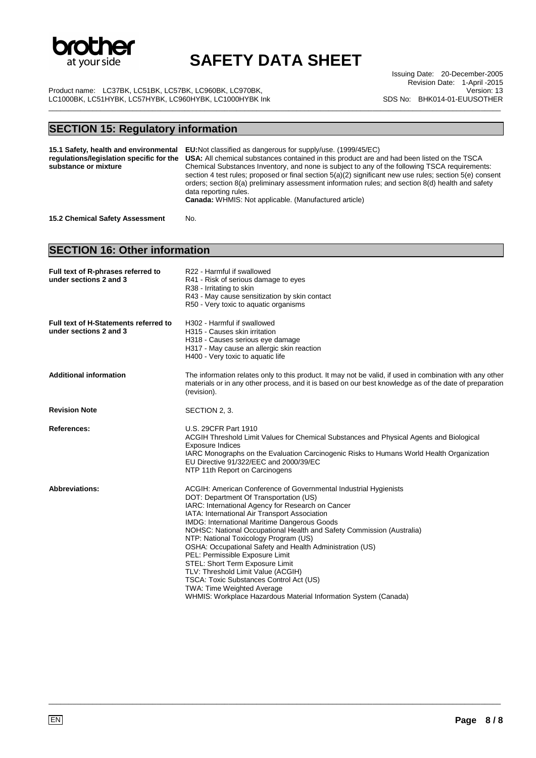## SECTION 15: Regulatory information

| | |
|---|---|
| **15.1 Safety, health and environmental regulations/legislation specific for the substance or mixture** | **EU:** Not classified as dangerous for supply/use. (1999/45/EC)<br>**USA:** All chemical substances contained in this product are and had been listed on the TSCA Chemical Substances Inventory, and none is subject to any of the following TSCA requirements: section 4 test rules; proposed or final section 5(a)(2) significant new use rules; section 5(e) consent orders; section 8(a) preliminary assessment information rules; and section 8(d) health and safety data reporting rules.<br>**Canada:** WHMIS: Not applicable. (Manufactured article) |
| **15.2 Chemical Safety Assessment** | No. |

## SECTION 16: Other information

| | |
|---|---|
| **Full text of R-phrases referred to under sections 2 and 3** | R22 - Harmful if swallowed<br>R41 - Risk of serious damage to eyes<br>R38 - Irritating to skin<br>R43 - May cause sensitization by skin contact<br>R50 - Very toxic to aquatic organisms |
| **Full text of H-Statements referred to under sections 2 and 3** | H302 - Harmful if swallowed<br>H315 - Causes skin irritation<br>H318 - Causes serious eye damage<br>H317 - May cause an allergic skin reaction<br>H400 - Very toxic to aquatic life |
| **Additional information** | The information relates only to this product. It may not be valid, if used in combination with any other materials or in any other process, and it is based on our best knowledge as of the date of preparation (revision). |
| **Revision Note** | SECTION 2, 3. |
| **References:** | U.S. 29CFR Part 1910<br>ACGIH Threshold Limit Values for Chemical Substances and Physical Agents and Biological Exposure Indices<br>IARC Monographs on the Evaluation Carcinogenic Risks to Humans World Health Organization<br>EU Directive 91/322/EEC and 2000/39/EC<br>NTP 11th Report on Carcinogens |
| **Abbreviations:** | ACGIH: American Conference of Governmental Industrial Hygienists<br>DOT: Department Of Transportation (US)<br>IARC: International Agency for Research on Cancer<br>IATA: International Air Transport Association<br>IMDG: International Maritime Dangerous Goods<br>NOHSC: National Occupational Health and Safety Commission (Australia)<br>NTP: National Toxicology Program (US)<br>OSHA: Occupational Safety and Health Administration (US)<br>PEL: Permissible Exposure Limit<br>STEL: Short Term Exposure Limit<br>TLV: Threshold Limit Value (ACGIH)<br>TSCA: Toxic Substances Control Act (US)<br>TWA: Time Weighted Average<br>WHMIS: Workplace Hazardous Material Information System (Canada) |